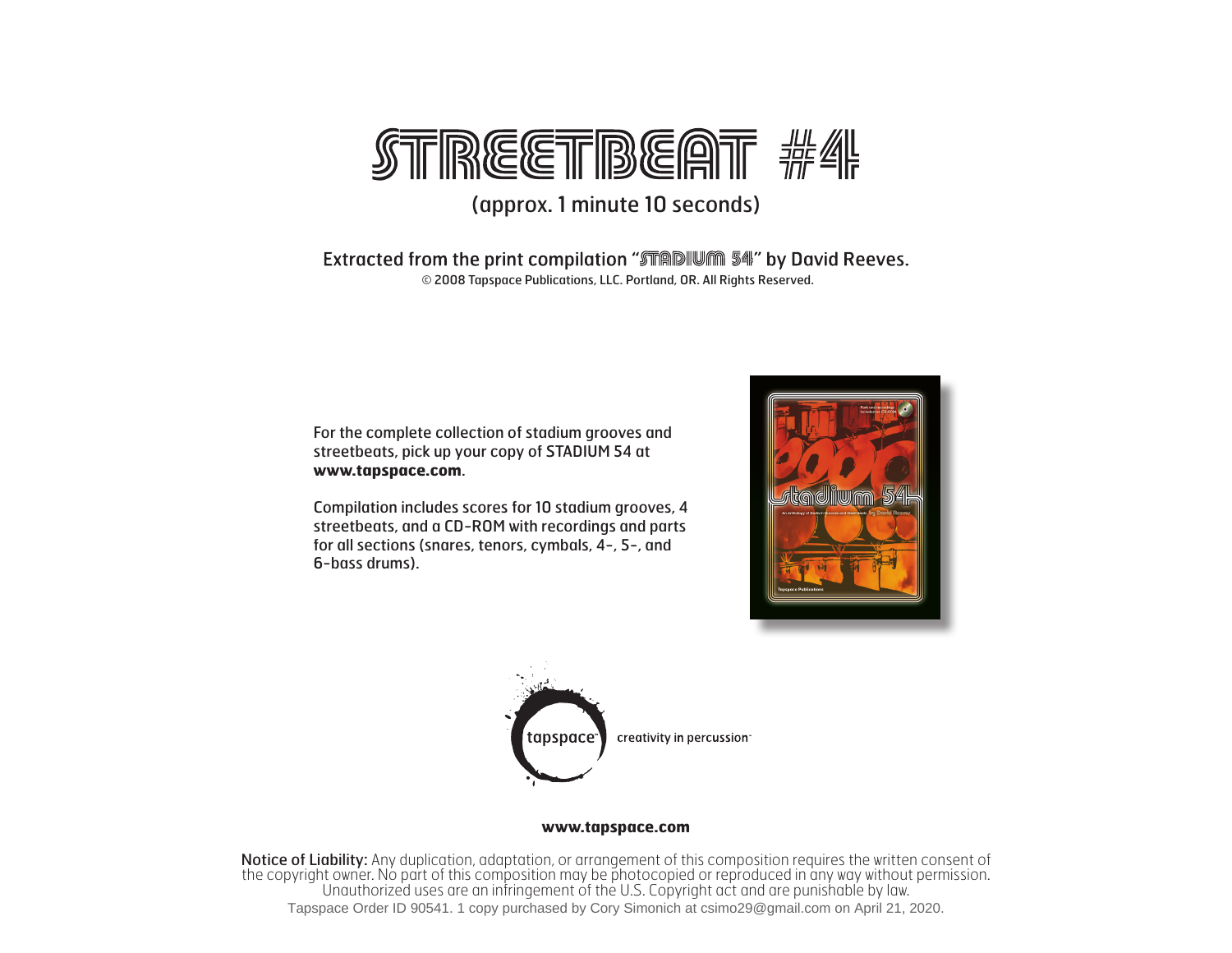# STREETBEAT #4

(approx. 1 minute 10 seconds)

Extracted from the print compilation "STADIUM 54" by David Reeves.

© 2008 Tapspace Publications, LLC. Portland, OR. All Rights Reserved.

For the complete collection of stadium grooves and streetbeats, pick up your copy of STADIUM 54 at **www.tapspace.com**.

Compilation includes scores for 10 stadium grooves, 4 streetbeats, and a CD-ROM with recordings and parts for all sections (snares, tenors, cymbals, 4-, 5-, and 6-bass drums).

tapspace creativity in percussion

**www.tapspace.com**

**Notice of Liability:** Any duplication, adaptation, or arrangement of this composition requires the written consent of the copyright owner. No part of this composition may be photocopied or reproduced in any way without permission. Unauthorized uses are an infringement of the U.S. Copyright act and are punishable by law.

Tapspace Order ID 90541. 1 copy purchased by Cory Simonich at csimo29@gmail.com on April 21, 2020.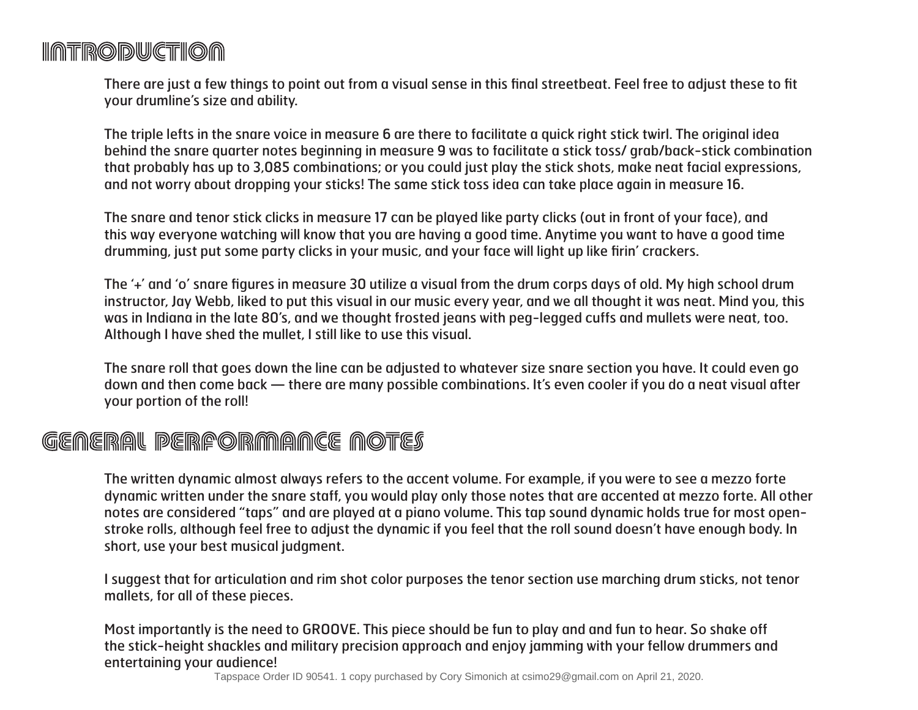# Introduction

There are just a few things to point out from a visual sense in this final streetbeat. Feel free to adjust these to fit your drumline's size and ability.

The triple lefts in the snare voice in measure 6 are there to facilitate a quick right stick twirl. The original idea behind the snare quarter notes beginning in measure 9 was to facilitate a stick toss/ grab/back-stick combination that probably has up to 3,085 combinations; or you could just play the stick shots, make neat facial expressions, and not worry about dropping your sticks! The same stick toss idea can take place again in measure 16.

The snare and tenor stick clicks in measure 17 can be played like party clicks (out in front of your face), and this way everyone watching will know that you are having a good time. Anytime you want to have a good time drumming, just put some party clicks in your music, and your face will light up like firin' crackers.

The '+' and 'o' snare figures in measure 30 utilize a visual from the drum corps days of old. My high school drum instructor, Jay Webb, liked to put this visual in our music every year, and we all thought it was neat. Mind you, this was in Indiana in the late 80's, and we thought frosted jeans with peg-legged cuffs and mullets were neat, too. Although I have shed the mullet, I still like to use this visual.

The snare roll that goes down the line can be adjusted to whatever size snare section you have. It could even go down and then come back — there are many possible combinations. It's even cooler if you do a neat visual after your portion of the roll!

# General Performance Notes

The written dynamic almost always refers to the accent volume. For example, if you were to see a mezzo forte dynamic written under the snare staff, you would play only those notes that are accented at mezzo forte. All other notes are considered "taps" and are played at a piano volume. This tap sound dynamic holds true for most open-stroke rolls, although feel free to adjust the dynamic if you feel that the roll sound doesn't have enough body. In short, use your best musical judgment.

I suggest that for articulation and rim shot color purposes the tenor section use marching drum sticks, not tenor mallets, for all of these pieces.

Most importantly is the need to GROOVE. This piece should be fun to play and and fun to hear. So shake off the stick-height shackles and military precision approach and enjoy jamming with your fellow drummers and entertaining your audience!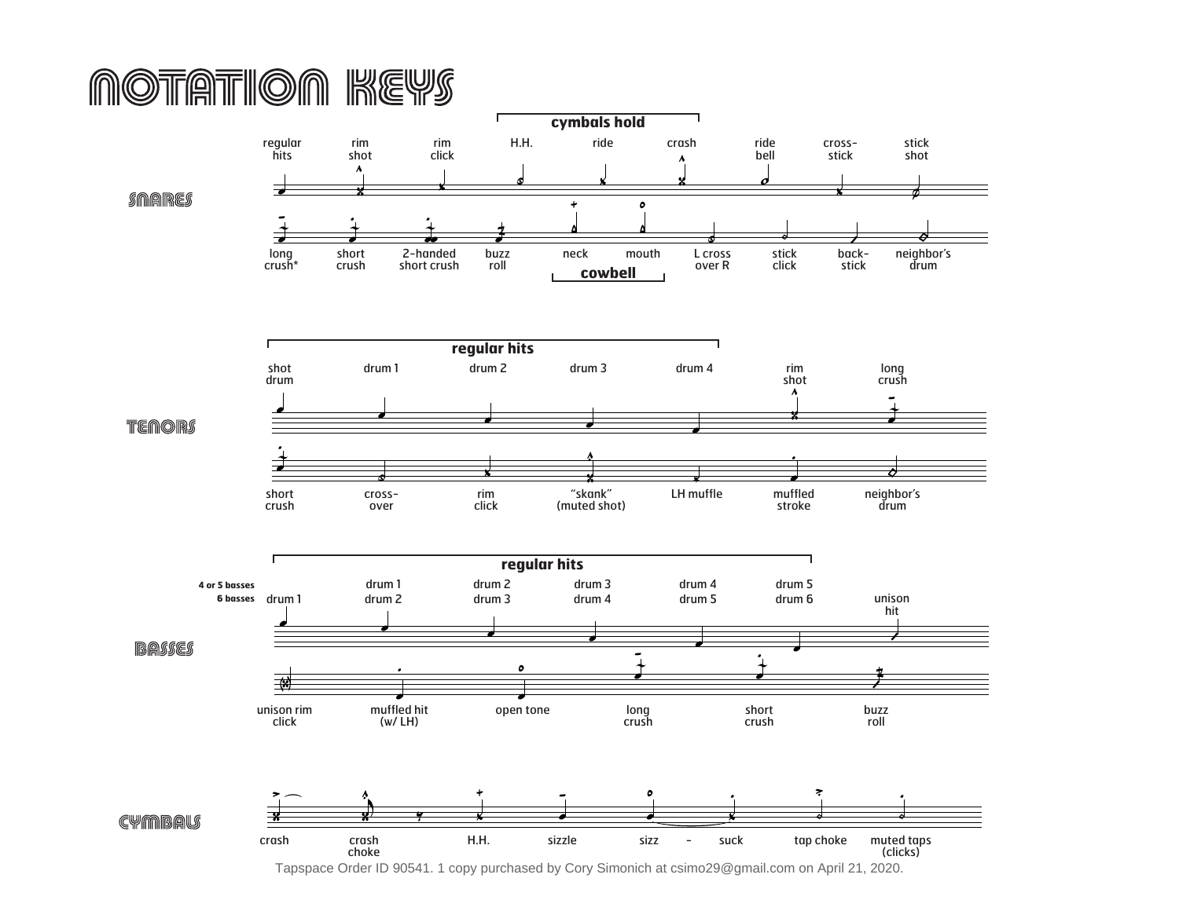# NOTATION KEYS

## SNARES

**cymbals hold**

regular hits | rim shot | rim click | H.H. | ride | crash | ride bell | cross-stick | stick shot

long crush* | short crush | 2-handed short crush | buzz roll | neck | mouth | L cross over R | stick click | back-stick | neighbor's drum

**cowbell**

## TENORS

**regular hits**

shot drum | drum 1 | drum 2 | drum 3 | drum 4 | rim shot | long crush

short crush | cross-over | rim click | "skank" (muted shot) | LH muffle | muffled stroke | neighbor's drum

## BASSES

**regular hits**

**4 or 5 basses** | | drum 1 | drum 2 | drum 3 | drum 4 | drum 5 | unison hit

**6 basses** | drum 1 | drum 2 | drum 3 | drum 4 | drum 5 | drum 6

unison rim click | muffled hit (w/ LH) | open tone | long crush | short crush | buzz roll

## CYMBALS

crash | crash choke | H.H. | sizzle | sizz - suck | tap choke | muted taps (clicks)

Tapspace Order ID 90541. 1 copy purchased by Cory Simonich at csimo29@gmail.com on April 21, 2020.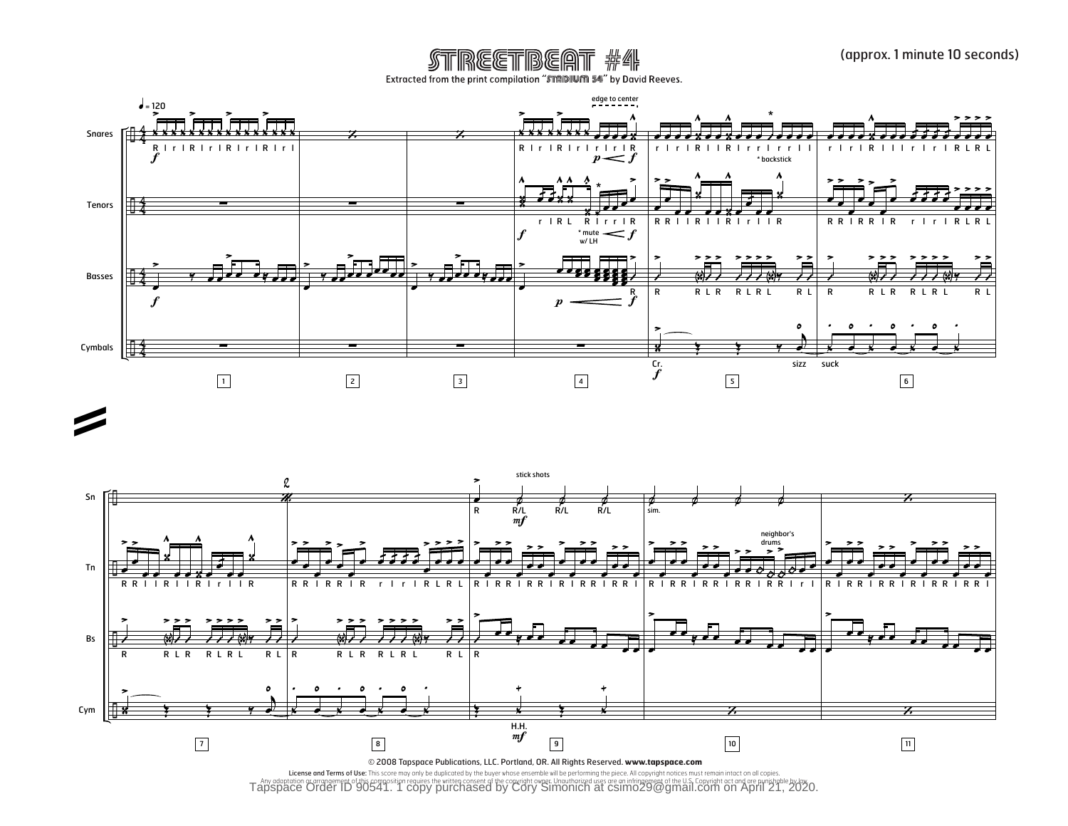# STREETBEAT #4

Extracted from the print compilation "STADIUM 54" by David Reeves.

(approx. 1 minute 10 seconds)

© 2008 Tapspace Publications, LLC. Portland, OR. All Rights Reserved. www.tapspace.com

License and Terms of Use: This score may only be duplicated by the buyer whose ensemble will be performing the piece. All copyright notices must remain intact on all copies. Any adaptation or arrangement of this composition requires the written consent of the copyright owner. Unauthorized uses are an infringement of the U.S. Copyright act and are punishable by law.

Tapspace Order ID 90541. 1 copy purchased by Cory Simonich at csimo29@gmail.com on April 21, 2020.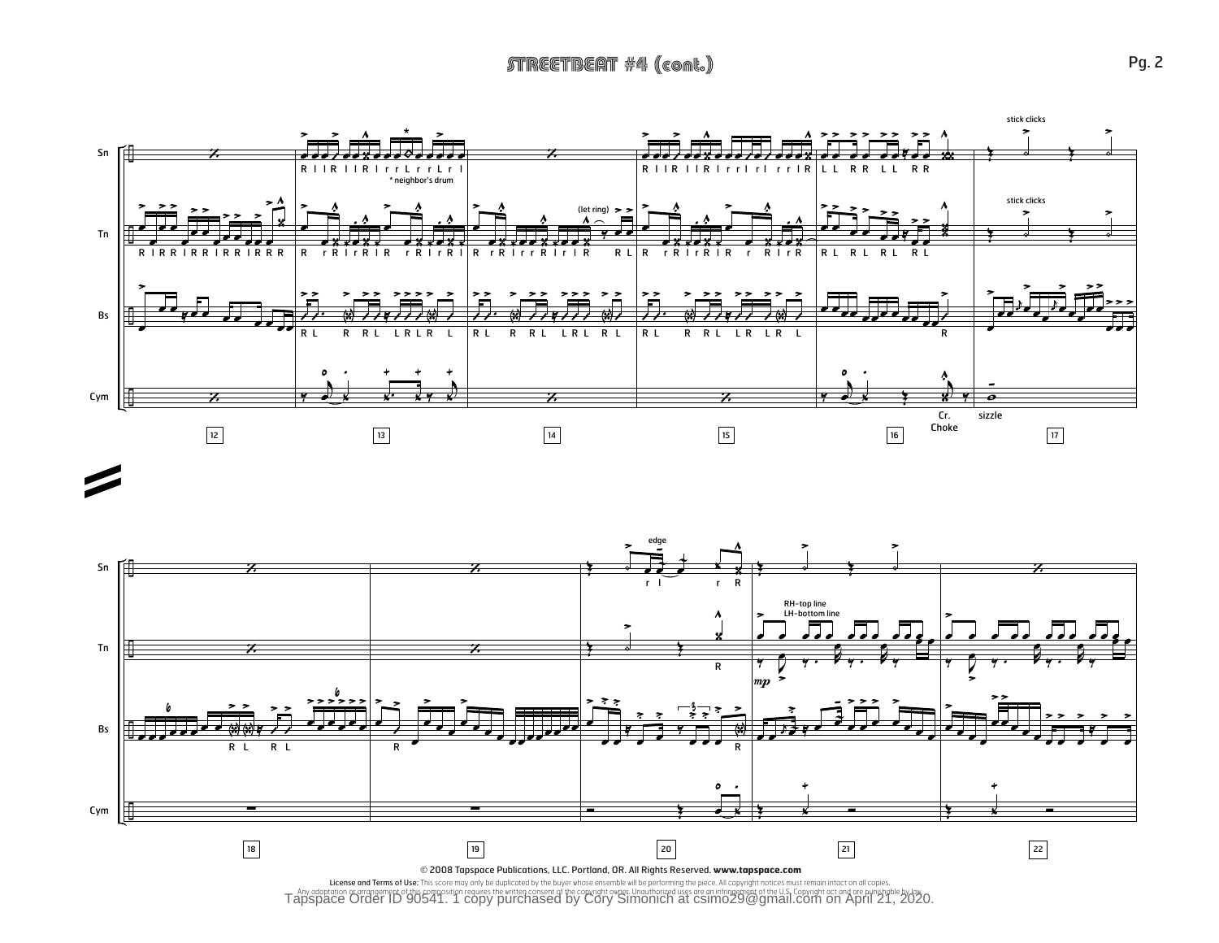# STREETBEAT #4 (cont.)

Sn · Tn · Bs · Cym

stick clicks

* neighbor's drum

(let ring)

Cr. Choke

sizzle

edge

RH-top line
LH-bottom line

*mp*

© 2008 Tapspace Publications, LLC. Portland, OR. All Rights Reserved. **www.tapspace.com**

**License and Terms of Use:** This score may only be duplicated by the buyer whose ensemble will be performing the piece. All copyright notices must remain intact on all copies.
Any adaptation or arrangement of this composition requires the written consent of the copyright owner. Unauthorized uses are an infringement of the U.S. Copyright act and are punishable by law.

Tapspace Order ID 90541. 1 copy purchased by Cory Simonich at csimo29@gmail.com on April 21, 2020.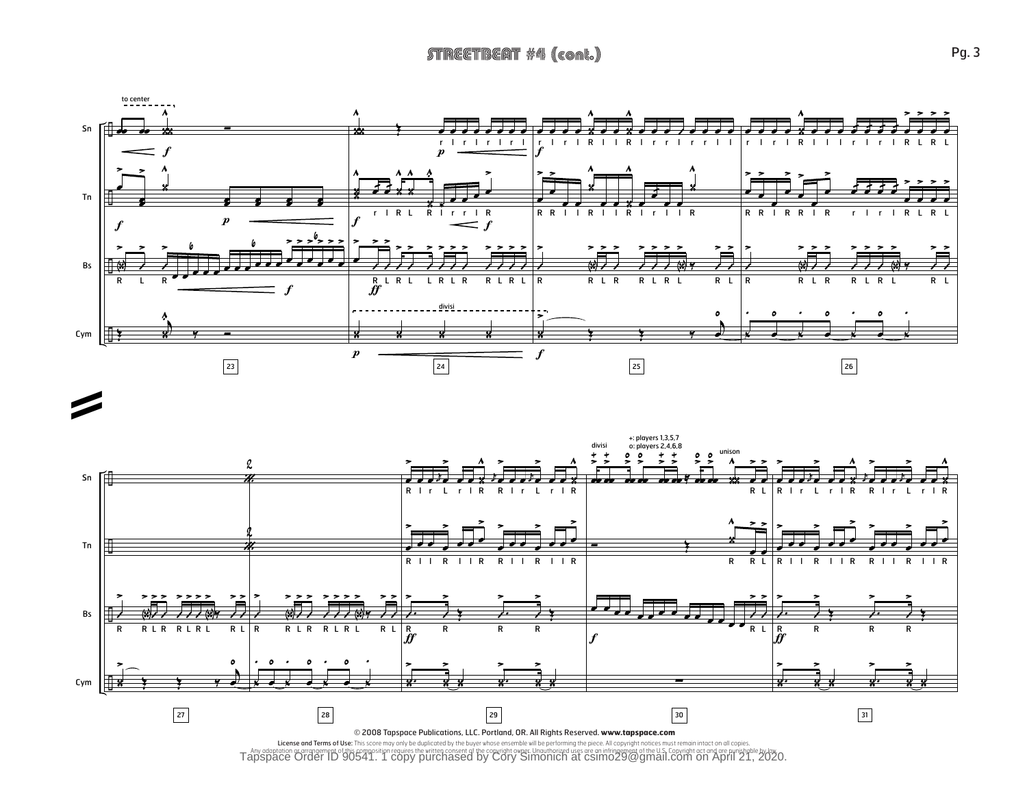# STREETBEAT #4 (cont.)

© 2008 Tapspace Publications, LLC. Portland, OR. All Rights Reserved. **www.tapspace.com**

**License and Terms of Use:** This score may only be duplicated by the buyer whose ensemble will be performing the piece. All copyright notices must remain intact on all copies. Any adaptation or arrangement of this composition requires the written consent of the copyright owner. Unauthorized uses are an infringement of the U.S. Copyright act and are punishable by law.

Tapspace Order ID 90541. 1 copy purchased by Cory Simonich at csimo29@gmail.com on April 21, 2020.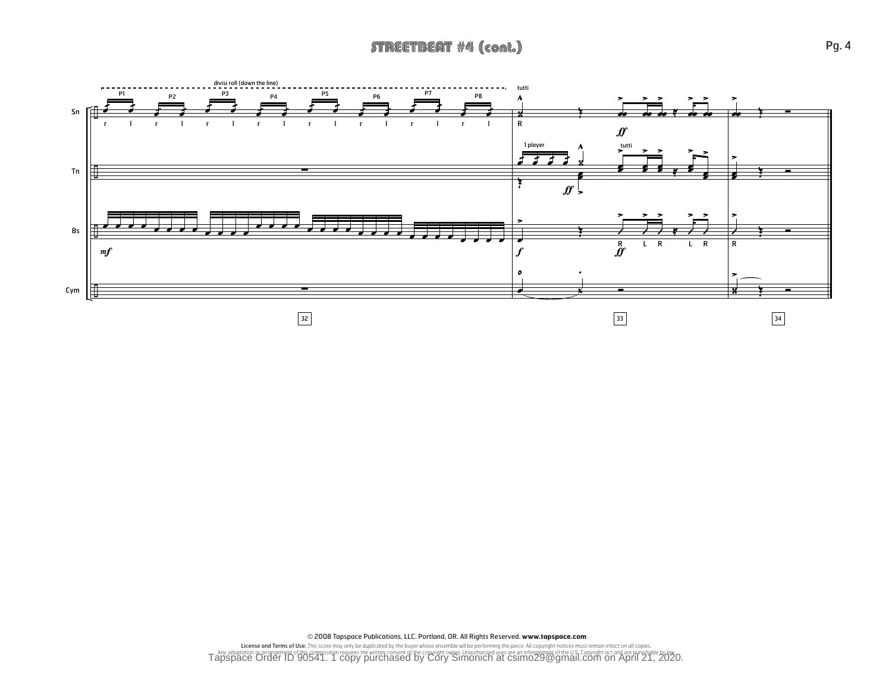© 2008 Tapspace Publications, LLC. Portland, OR. All Rights Reserved. **www.tapspace.com**

**License and Terms of Use:** This score may only be duplicated by the buyer whose ensemble will be performing the piece. All copyright notices must remain intact on all copies. Any adaptation or arrangement of this composition requires the written consent of the copyright owner. Unauthorized uses are an infringement of the U.S. Copyright act and are punishable by law.

Tapspace Order ID 90541. 1 copy purchased by Cory Simonich at csimo29@gmail.com on April 21, 2020.